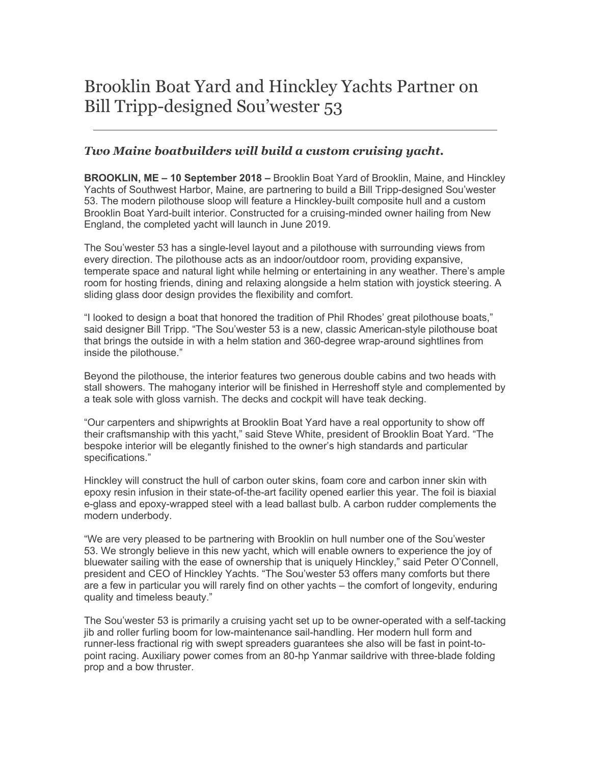# Brooklin Boat Yard and Hinckley Yachts Partner on Bill Tripp-designed Sou'wester 53

---

### *Two Maine boatbuilders will build a custom cruising yacht.*

**BROOKLIN, ME – 10 September 2018 –** Brooklin Boat Yard of Brooklin, Maine, and Hinckley Yachts of Southwest Harbor, Maine, are partnering to build a Bill Tripp-designed Sou'wester 53. The modern pilothouse sloop will feature a Hinckley-built composite hull and a custom Brooklin Boat Yard-built interior. Constructed for a cruising-minded owner hailing from New England, the completed yacht will launch in June 2019.

The Sou'wester 53 has a single-level layout and a pilothouse with surrounding views from every direction. The pilothouse acts as an indoor/outdoor room, providing expansive, temperate space and natural light while helming or entertaining in any weather. There's ample room for hosting friends, dining and relaxing alongside a helm station with joystick steering. A sliding glass door design provides the flexibility and comfort.

"I looked to design a boat that honored the tradition of Phil Rhodes' great pilothouse boats," said designer Bill Tripp. "The Sou'wester 53 is a new, classic American-style pilothouse boat that brings the outside in with a helm station and 360-degree wrap-around sightlines from inside the pilothouse."

Beyond the pilothouse, the interior features two generous double cabins and two heads with stall showers. The mahogany interior will be finished in Herreshoff style and complemented by a teak sole with gloss varnish. The decks and cockpit will have teak decking.

"Our carpenters and shipwrights at Brooklin Boat Yard have a real opportunity to show off their craftsmanship with this yacht," said Steve White, president of Brooklin Boat Yard. "The bespoke interior will be elegantly finished to the owner's high standards and particular specifications."

Hinckley will construct the hull of carbon outer skins, foam core and carbon inner skin with epoxy resin infusion in their state-of-the-art facility opened earlier this year. The foil is biaxial e-glass and epoxy-wrapped steel with a lead ballast bulb. A carbon rudder complements the modern underbody.

"We are very pleased to be partnering with Brooklin on hull number one of the Sou'wester 53. We strongly believe in this new yacht, which will enable owners to experience the joy of bluewater sailing with the ease of ownership that is uniquely Hinckley," said Peter O'Connell, president and CEO of Hinckley Yachts. "The Sou'wester 53 offers many comforts but there are a few in particular you will rarely find on other yachts – the comfort of longevity, enduring quality and timeless beauty."

The Sou'wester 53 is primarily a cruising yacht set up to be owner-operated with a self-tacking jib and roller furling boom for low-maintenance sail-handling. Her modern hull form and runner-less fractional rig with swept spreaders guarantees she also will be fast in point-to-point racing. Auxiliary power comes from an 80-hp Yanmar saildrive with three-blade folding prop and a bow thruster.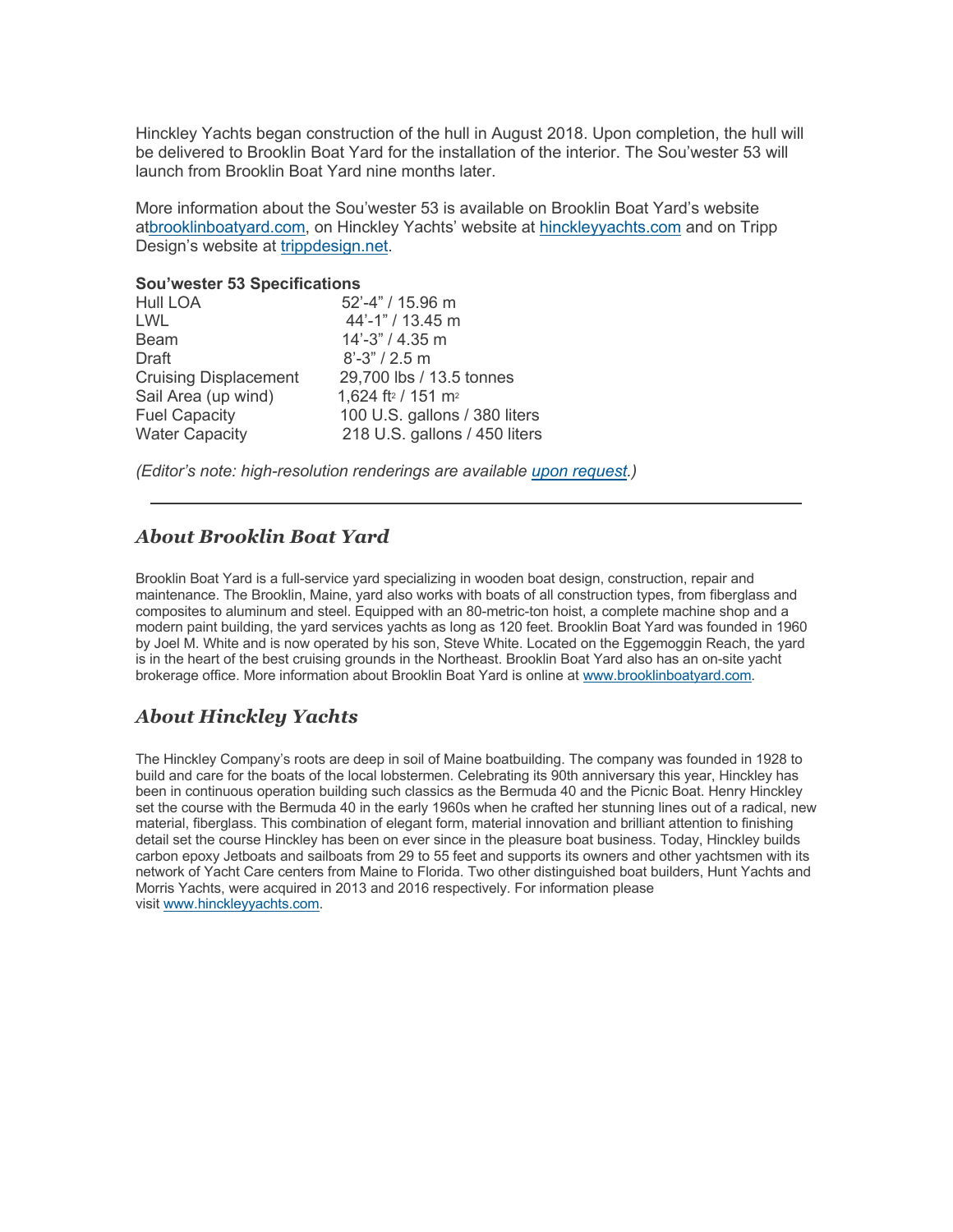Hinckley Yachts began construction of the hull in August 2018. Upon completion, the hull will be delivered to Brooklin Boat Yard for the installation of the interior. The Sou'wester 53 will launch from Brooklin Boat Yard nine months later.

More information about the Sou'wester 53 is available on Brooklin Boat Yard's website atbrooklinboatyard.com, on Hinckley Yachts' website at hinckleyyachts.com and on Tripp Design's website at trippdesign.net.

**Sou'wester 53 Specifications**

| | |
|---|---|
| Hull LOA | 52'-4" / 15.96 m |
| LWL | 44'-1" / 13.45 m |
| Beam | 14'-3" / 4.35 m |
| Draft | 8'-3" / 2.5 m |
| Cruising Displacement | 29,700 lbs / 13.5 tonnes |
| Sail Area (up wind) | 1,624 $ft^2$ / 151 $m^2$ |
| Fuel Capacity | 100 U.S. gallons / 380 liters |
| Water Capacity | 218 U.S. gallons / 450 liters |

*(Editor's note: high-resolution renderings are available upon request.)*

---

## *About Brooklin Boat Yard*

Brooklin Boat Yard is a full-service yard specializing in wooden boat design, construction, repair and maintenance. The Brooklin, Maine, yard also works with boats of all construction types, from fiberglass and composites to aluminum and steel. Equipped with an 80-metric-ton hoist, a complete machine shop and a modern paint building, the yard services yachts as long as 120 feet. Brooklin Boat Yard was founded in 1960 by Joel M. White and is now operated by his son, Steve White. Located on the Eggemoggin Reach, the yard is in the heart of the best cruising grounds in the Northeast. Brooklin Boat Yard also has an on-site yacht brokerage office. More information about Brooklin Boat Yard is online at www.brooklinboatyard.com.

## *About Hinckley Yachts*

The Hinckley Company's roots are deep in soil of Maine boatbuilding. The company was founded in 1928 to build and care for the boats of the local lobstermen. Celebrating its 90th anniversary this year, Hinckley has been in continuous operation building such classics as the Bermuda 40 and the Picnic Boat. Henry Hinckley set the course with the Bermuda 40 in the early 1960s when he crafted her stunning lines out of a radical, new material, fiberglass. This combination of elegant form, material innovation and brilliant attention to finishing detail set the course Hinckley has been on ever since in the pleasure boat business. Today, Hinckley builds carbon epoxy Jetboats and sailboats from 29 to 55 feet and supports its owners and other yachtsmen with its network of Yacht Care centers from Maine to Florida. Two other distinguished boat builders, Hunt Yachts and Morris Yachts, were acquired in 2013 and 2016 respectively. For information please visit www.hinckleyyachts.com.